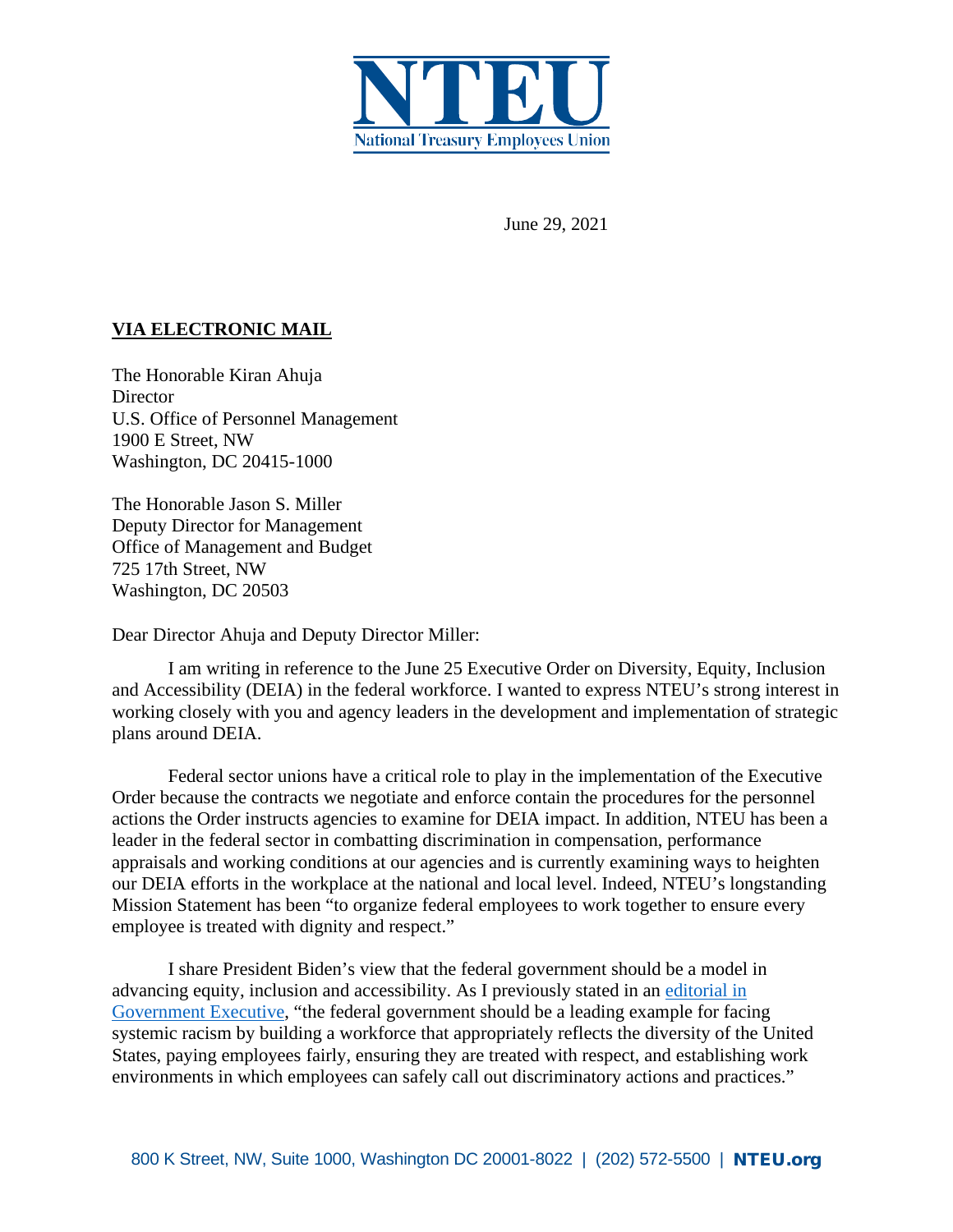# NTEU

National Treasury Employees Union

June 29, 2021

**VIA ELECTRONIC MAIL**

The Honorable Kiran Ahuja
Director
U.S. Office of Personnel Management
1900 E Street, NW
Washington, DC 20415-1000

The Honorable Jason S. Miller
Deputy Director for Management
Office of Management and Budget
725 17th Street, NW
Washington, DC 20503

Dear Director Ahuja and Deputy Director Miller:

I am writing in reference to the June 25 Executive Order on Diversity, Equity, Inclusion and Accessibility (DEIA) in the federal workforce. I wanted to express NTEU's strong interest in working closely with you and agency leaders in the development and implementation of strategic plans around DEIA.

Federal sector unions have a critical role to play in the implementation of the Executive Order because the contracts we negotiate and enforce contain the procedures for the personnel actions the Order instructs agencies to examine for DEIA impact. In addition, NTEU has been a leader in the federal sector in combatting discrimination in compensation, performance appraisals and working conditions at our agencies and is currently examining ways to heighten our DEIA efforts in the workplace at the national and local level. Indeed, NTEU's longstanding Mission Statement has been "to organize federal employees to work together to ensure every employee is treated with dignity and respect."

I share President Biden's view that the federal government should be a model in advancing equity, inclusion and accessibility. As I previously stated in an editorial in Government Executive, "the federal government should be a leading example for facing systemic racism by building a workforce that appropriately reflects the diversity of the United States, paying employees fairly, ensuring they are treated with respect, and establishing work environments in which employees can safely call out discriminatory actions and practices."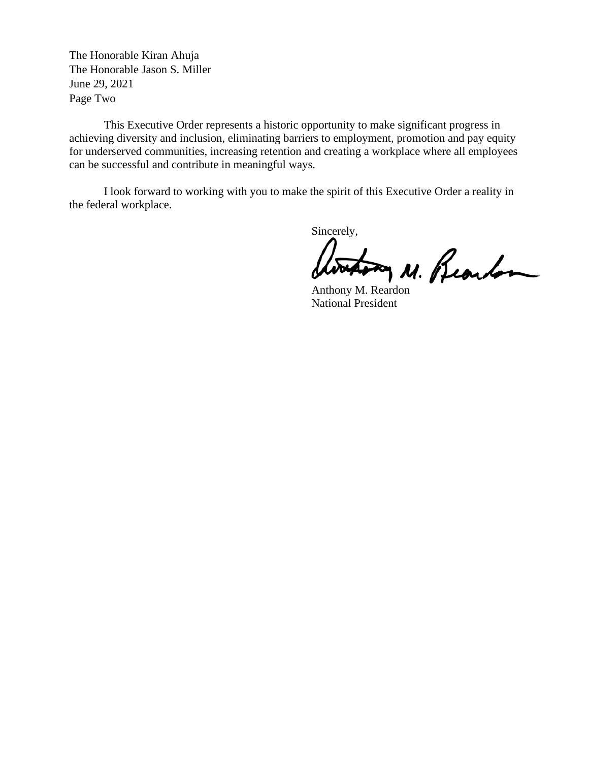The Honorable Kiran Ahuja
The Honorable Jason S. Miller
June 29, 2021
Page Two

This Executive Order represents a historic opportunity to make significant progress in achieving diversity and inclusion, eliminating barriers to employment, promotion and pay equity for underserved communities, increasing retention and creating a workplace where all employees can be successful and contribute in meaningful ways.

I look forward to working with you to make the spirit of this Executive Order a reality in the federal workplace.

Sincerely,

Anthony M. Reardon
National President